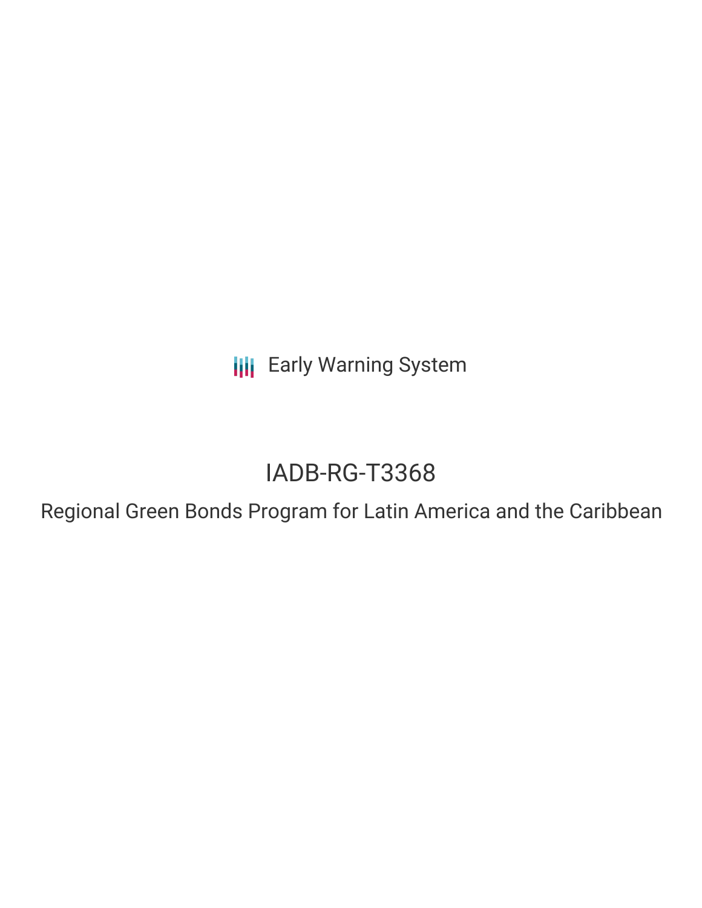Early Warning System

# IADB-RG-T3368

## Regional Green Bonds Program for Latin America and the Caribbean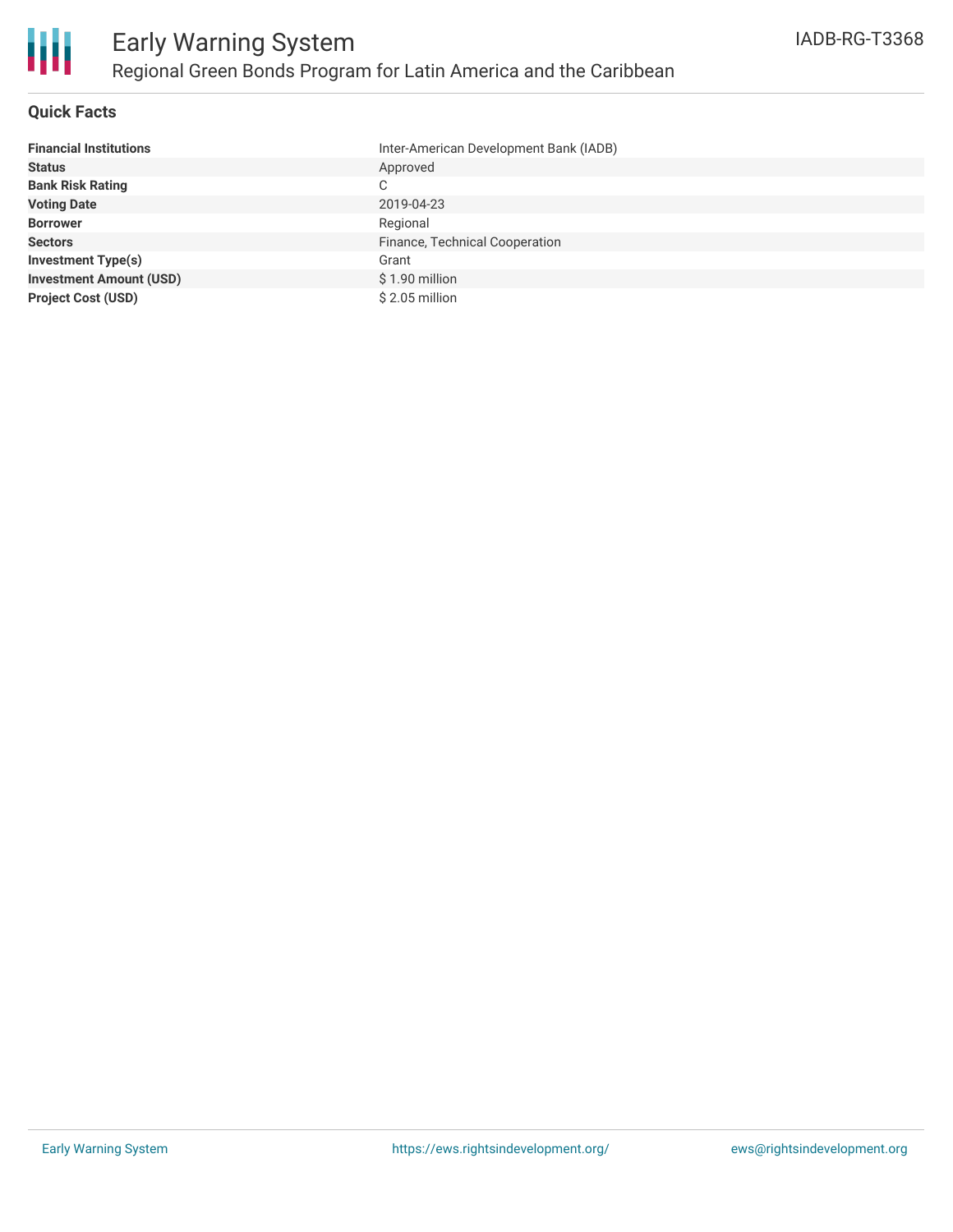# Early Warning System

## Regional Green Bonds Program for Latin America and the Caribbean

IADB-RG-T3368

### Quick Facts

| | |
|---|---|
| **Financial Institutions** | Inter-American Development Bank (IADB) |
| **Status** | Approved |
| **Bank Risk Rating** | C |
| **Voting Date** | 2019-04-23 |
| **Borrower** | Regional |
| **Sectors** | Finance, Technical Cooperation |
| **Investment Type(s)** | Grant |
| **Investment Amount (USD)** | $ 1.90 million |
| **Project Cost (USD)** | $ 2.05 million |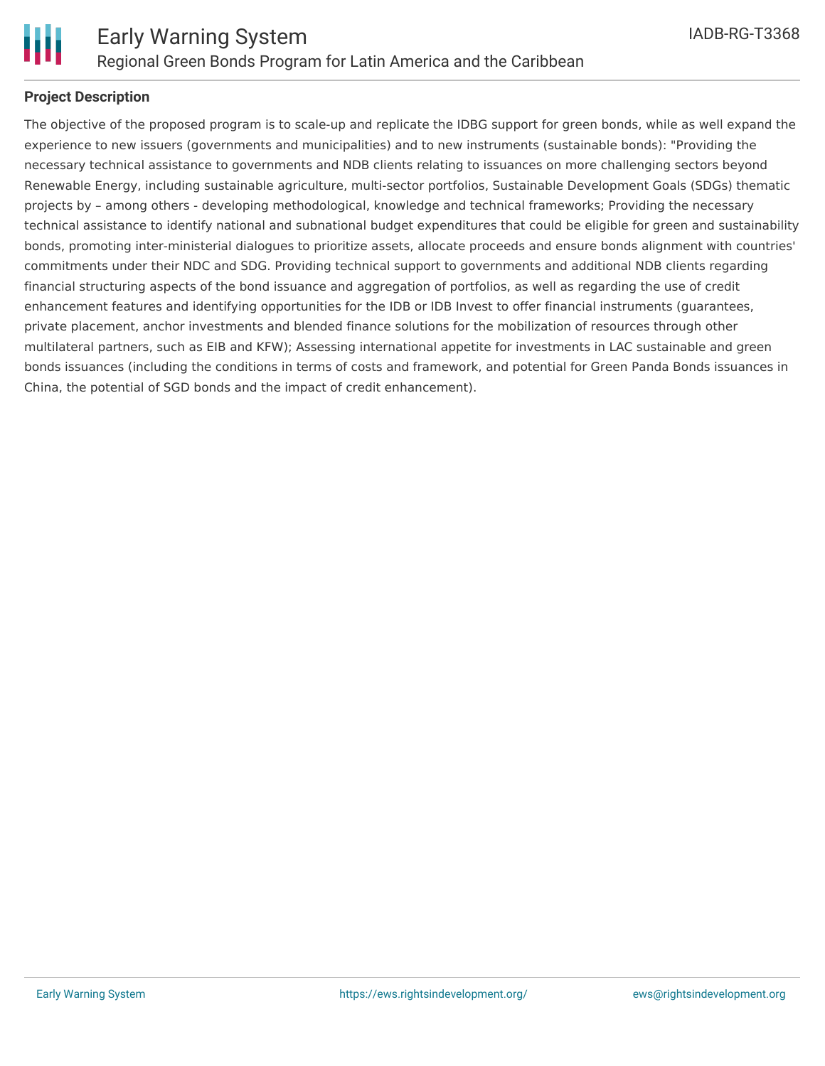**Project Description**

The objective of the proposed program is to scale-up and replicate the IDBG support for green bonds, while as well expand the experience to new issuers (governments and municipalities) and to new instruments (sustainable bonds): "Providing the necessary technical assistance to governments and NDB clients relating to issuances on more challenging sectors beyond Renewable Energy, including sustainable agriculture, multi-sector portfolios, Sustainable Development Goals (SDGs) thematic projects by – among others - developing methodological, knowledge and technical frameworks; Providing the necessary technical assistance to identify national and subnational budget expenditures that could be eligible for green and sustainability bonds, promoting inter-ministerial dialogues to prioritize assets, allocate proceeds and ensure bonds alignment with countries' commitments under their NDC and SDG. Providing technical support to governments and additional NDB clients regarding financial structuring aspects of the bond issuance and aggregation of portfolios, as well as regarding the use of credit enhancement features and identifying opportunities for the IDB or IDB Invest to offer financial instruments (guarantees, private placement, anchor investments and blended finance solutions for the mobilization of resources through other multilateral partners, such as EIB and KFW); Assessing international appetite for investments in LAC sustainable and green bonds issuances (including the conditions in terms of costs and framework, and potential for Green Panda Bonds issuances in China, the potential of SGD bonds and the impact of credit enhancement).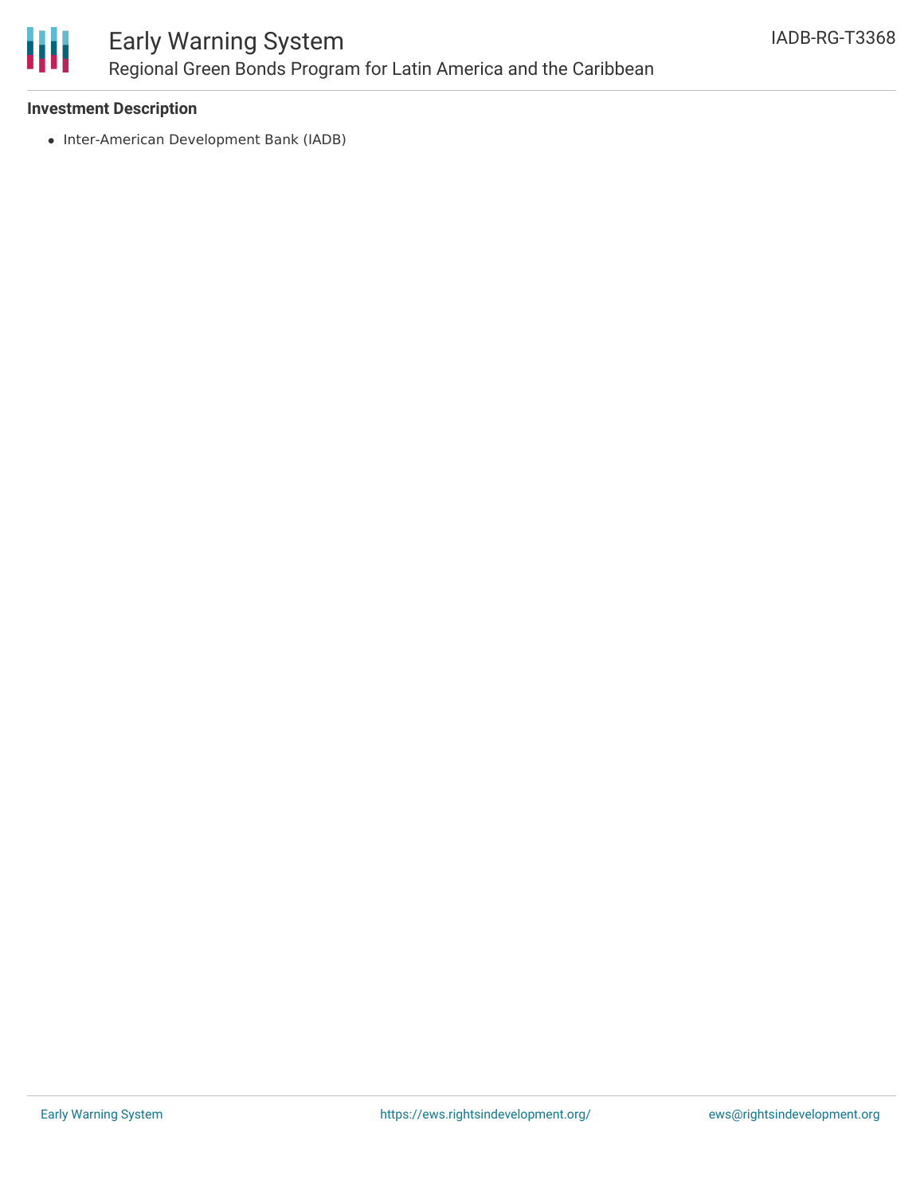### Investment Description

- Inter-American Development Bank (IADB)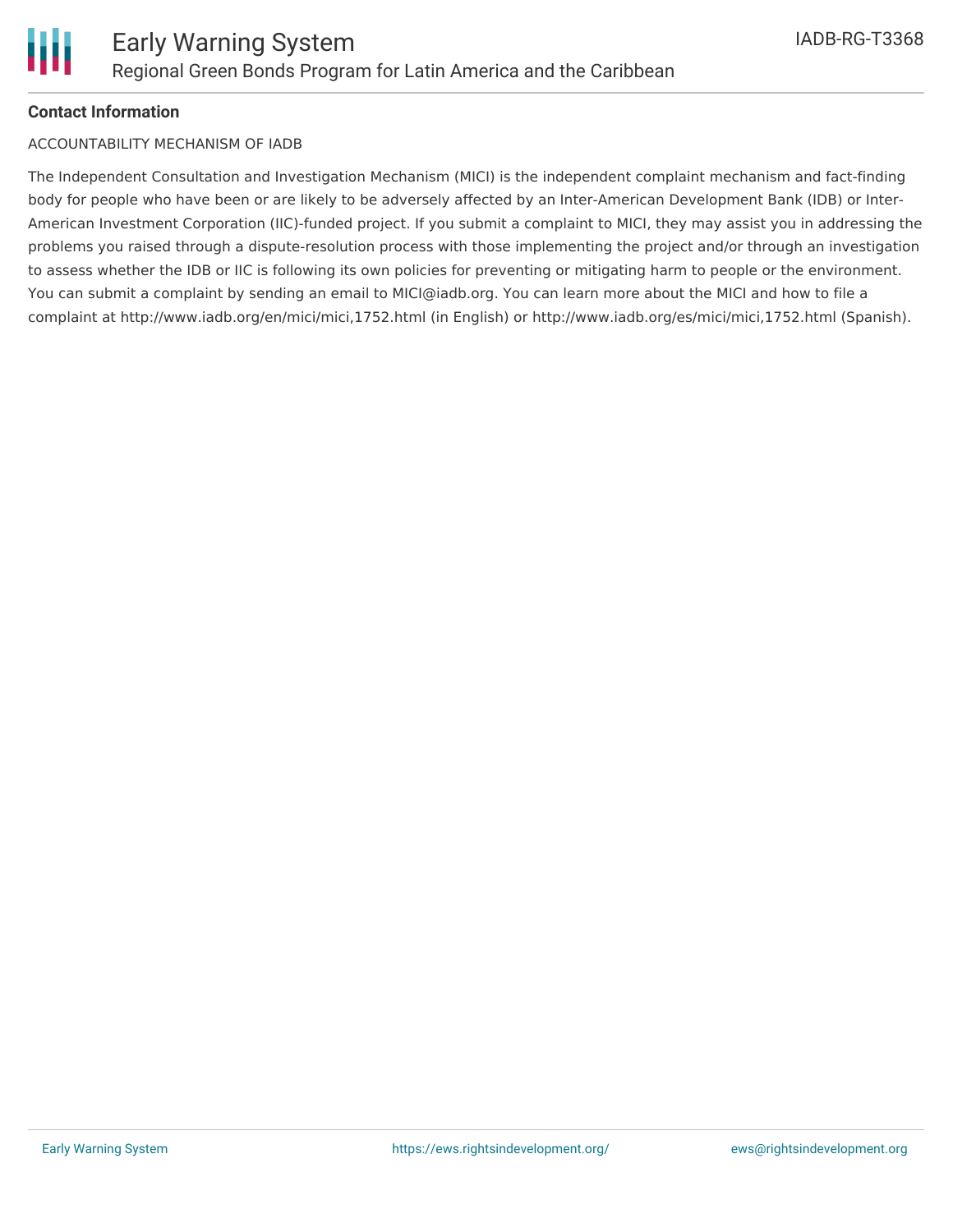**Contact Information**

ACCOUNTABILITY MECHANISM OF IADB

The Independent Consultation and Investigation Mechanism (MICI) is the independent complaint mechanism and fact-finding body for people who have been or are likely to be adversely affected by an Inter-American Development Bank (IDB) or Inter-American Investment Corporation (IIC)-funded project. If you submit a complaint to MICI, they may assist you in addressing the problems you raised through a dispute-resolution process with those implementing the project and/or through an investigation to assess whether the IDB or IIC is following its own policies for preventing or mitigating harm to people or the environment. You can submit a complaint by sending an email to MICI@iadb.org. You can learn more about the MICI and how to file a complaint at http://www.iadb.org/en/mici/mici,1752.html (in English) or http://www.iadb.org/es/mici/mici,1752.html (Spanish).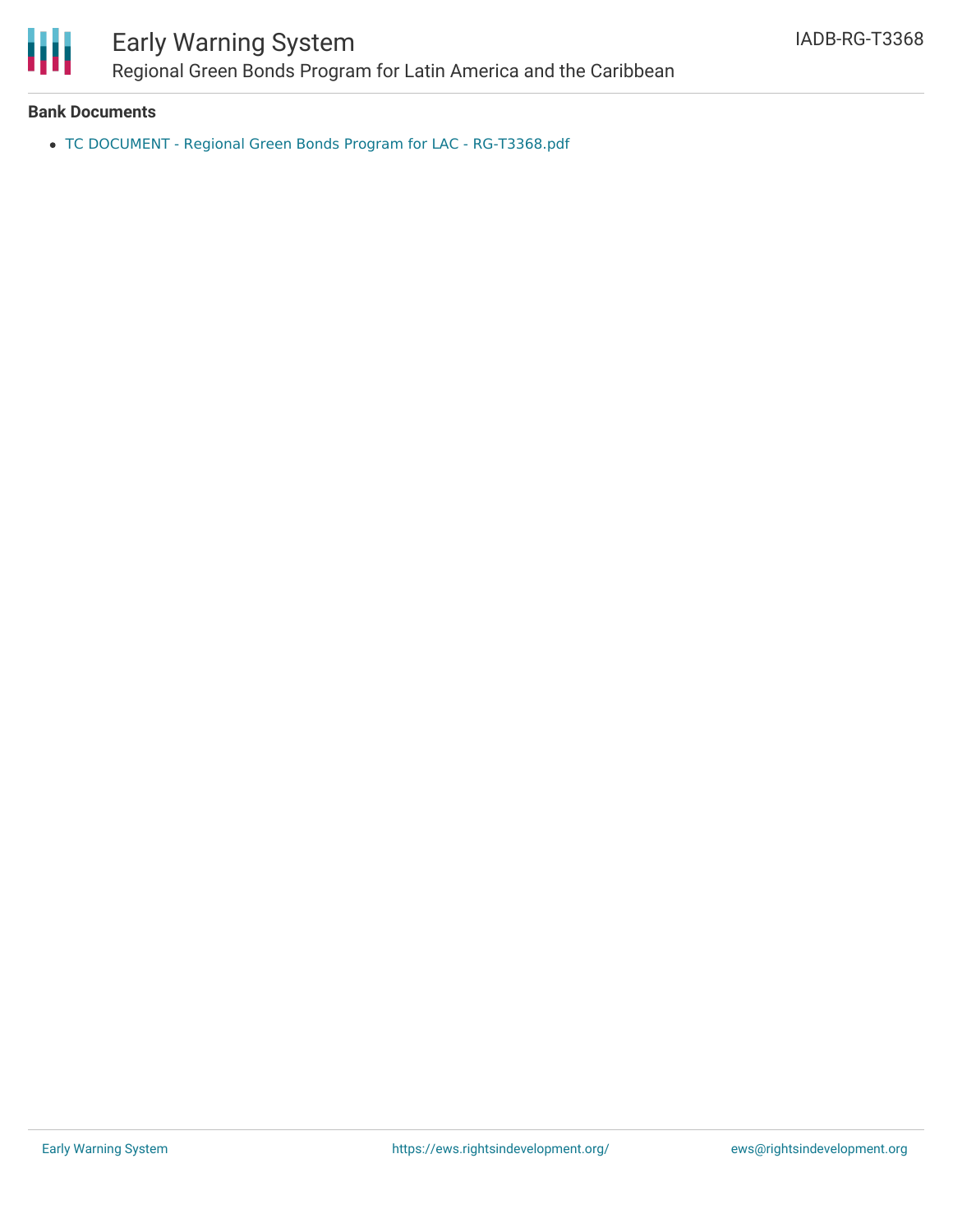**Bank Documents**

- TC DOCUMENT - Regional Green Bonds Program for LAC - RG-T3368.pdf